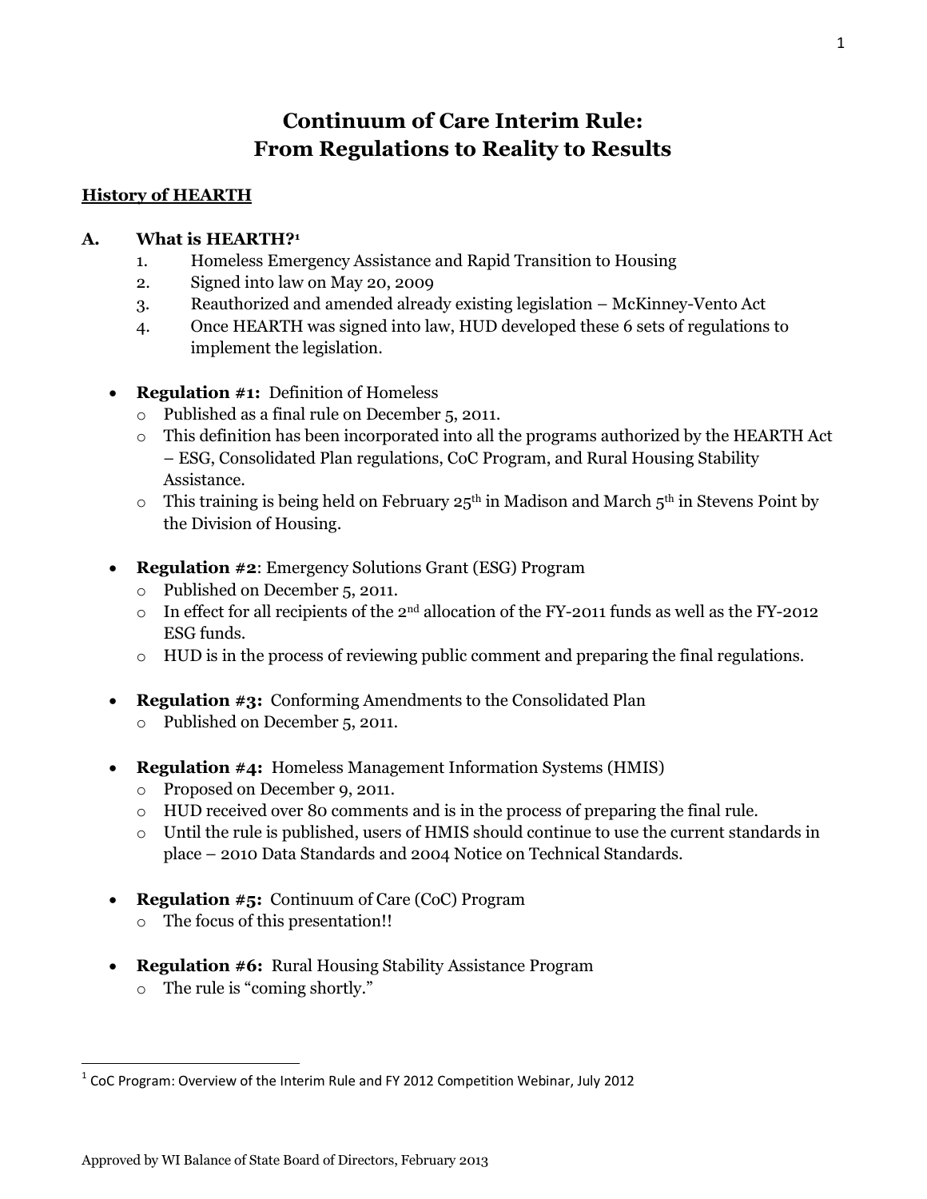# Continuum of Care Interim Rule: From Regulations to Reality to Results

## History of HEARTH

### A. What is HEARTH?[1]

1. Homeless Emergency Assistance and Rapid Transition to Housing
2. Signed into law on May 20, 2009
3. Reauthorized and amended already existing legislation – McKinney-Vento Act
4. Once HEARTH was signed into law, HUD developed these 6 sets of regulations to implement the legislation.

- **Regulation #1:** Definition of Homeless
  - Published as a final rule on December 5, 2011.
  - This definition has been incorporated into all the programs authorized by the HEARTH Act – ESG, Consolidated Plan regulations, CoC Program, and Rural Housing Stability Assistance.
  - This training is being held on February 25th in Madison and March 5th in Stevens Point by the Division of Housing.

- **Regulation #2**: Emergency Solutions Grant (ESG) Program
  - Published on December 5, 2011.
  - In effect for all recipients of the 2nd allocation of the FY-2011 funds as well as the FY-2012 ESG funds.
  - HUD is in the process of reviewing public comment and preparing the final regulations.

- **Regulation #3:** Conforming Amendments to the Consolidated Plan
  - Published on December 5, 2011.

- **Regulation #4:** Homeless Management Information Systems (HMIS)
  - Proposed on December 9, 2011.
  - HUD received over 80 comments and is in the process of preparing the final rule.
  - Until the rule is published, users of HMIS should continue to use the current standards in place – 2010 Data Standards and 2004 Notice on Technical Standards.

- **Regulation #5:** Continuum of Care (CoC) Program
  - The focus of this presentation!!

- **Regulation #6:** Rural Housing Stability Assistance Program
  - The rule is "coming shortly."

---

[1] CoC Program: Overview of the Interim Rule and FY 2012 Competition Webinar, July 2012

Approved by WI Balance of State Board of Directors, February 2013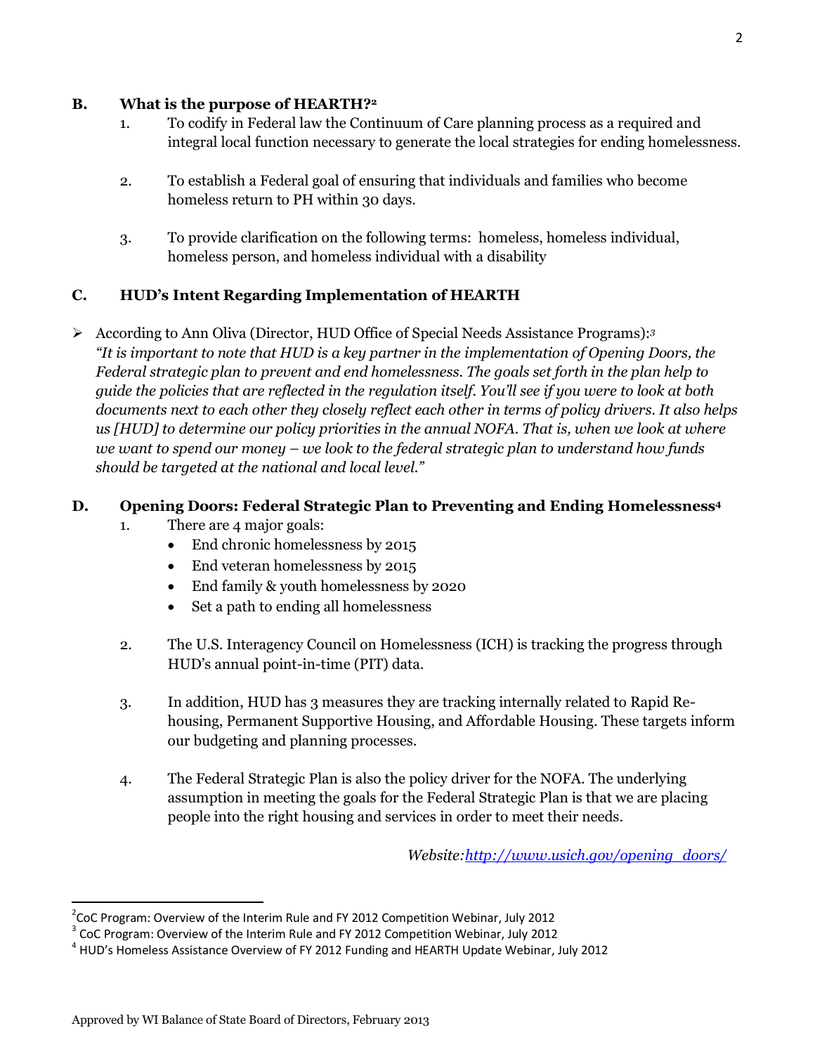## B. What is the purpose of HEARTH?[2]

1. To codify in Federal law the Continuum of Care planning process as a required and integral local function necessary to generate the local strategies for ending homelessness.

2. To establish a Federal goal of ensuring that individuals and families who become homeless return to PH within 30 days.

3. To provide clarification on the following terms: homeless, homeless individual, homeless person, and homeless individual with a disability

## C. HUD's Intent Regarding Implementation of HEARTH

- According to Ann Oliva (Director, HUD Office of Special Needs Assistance Programs):[3] *"It is important to note that HUD is a key partner in the implementation of Opening Doors, the Federal strategic plan to prevent and end homelessness. The goals set forth in the plan help to guide the policies that are reflected in the regulation itself. You'll see if you were to look at both documents next to each other they closely reflect each other in terms of policy drivers. It also helps us [HUD] to determine our policy priorities in the annual NOFA. That is, when we look at where we want to spend our money – we look to the federal strategic plan to understand how funds should be targeted at the national and local level."*

## D. Opening Doors: Federal Strategic Plan to Preventing and Ending Homelessness[4]

1. There are 4 major goals:
   - End chronic homelessness by 2015
   - End veteran homelessness by 2015
   - End family & youth homelessness by 2020
   - Set a path to ending all homelessness

2. The U.S. Interagency Council on Homelessness (ICH) is tracking the progress through HUD's annual point-in-time (PIT) data.

3. In addition, HUD has 3 measures they are tracking internally related to Rapid Re-housing, Permanent Supportive Housing, and Affordable Housing. These targets inform our budgeting and planning processes.

4. The Federal Strategic Plan is also the policy driver for the NOFA. The underlying assumption in meeting the goals for the Federal Strategic Plan is that we are placing people into the right housing and services in order to meet their needs.

*Website: http://www.usich.gov/opening_doors/*

---

[2] CoC Program: Overview of the Interim Rule and FY 2012 Competition Webinar, July 2012

[3] CoC Program: Overview of the Interim Rule and FY 2012 Competition Webinar, July 2012

[4] HUD's Homeless Assistance Overview of FY 2012 Funding and HEARTH Update Webinar, July 2012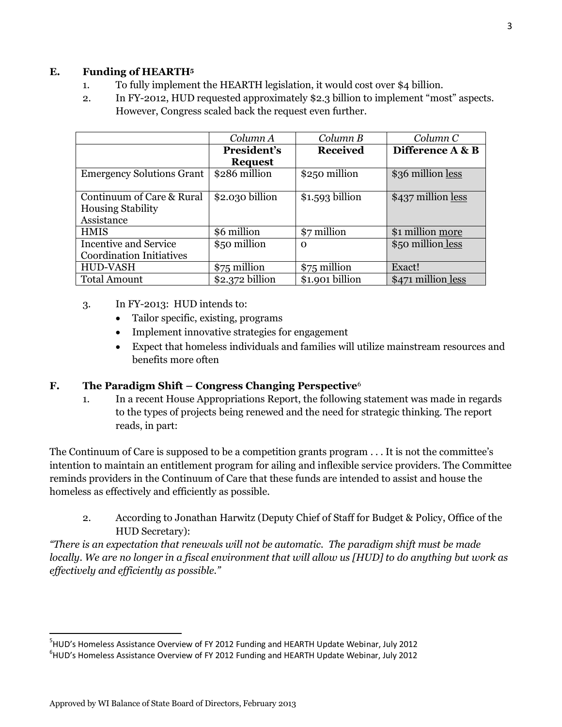### E. Funding of HEARTH[5]

1. To fully implement the HEARTH legislation, it would cost over $4 billion.
2. In FY-2012, HUD requested approximately $2.3 billion to implement "most" aspects. However, Congress scaled back the request even further.

| | *Column A* | *Column B* | *Column C* |
|---|---|---|---|
| | **President's Request** | **Received** | **Difference A & B** |
| Emergency Solutions Grant | $286 million | $250 million | $36 million less |
| Continuum of Care & Rural Housing Stability Assistance | $2.030 billion | $1.593 billion | $437 million less |
| HMIS | $6 million | $7 million | $1 million more |
| Incentive and Service Coordination Initiatives | $50 million | 0 | $50 million less |
| HUD-VASH | $75 million | $75 million | Exact! |
| Total Amount | $2.372 billion | $1.901 billion | $471 million less |

3. In FY-2013: HUD intends to:
   - Tailor specific, existing, programs
   - Implement innovative strategies for engagement
   - Expect that homeless individuals and families will utilize mainstream resources and benefits more often

### F. The Paradigm Shift – Congress Changing Perspective[6]

1. In a recent House Appropriations Report, the following statement was made in regards to the types of projects being renewed and the need for strategic thinking. The report reads, in part:

The Continuum of Care is supposed to be a competition grants program . . . It is not the committee's intention to maintain an entitlement program for ailing and inflexible service providers. The Committee reminds providers in the Continuum of Care that these funds are intended to assist and house the homeless as effectively and efficiently as possible.

2. According to Jonathan Harwitz (Deputy Chief of Staff for Budget & Policy, Office of the HUD Secretary):

*"There is an expectation that renewals will not be automatic. The paradigm shift must be made locally. We are no longer in a fiscal environment that will allow us [HUD] to do anything but work as effectively and efficiently as possible."*

---

[5] HUD's Homeless Assistance Overview of FY 2012 Funding and HEARTH Update Webinar, July 2012

[6] HUD's Homeless Assistance Overview of FY 2012 Funding and HEARTH Update Webinar, July 2012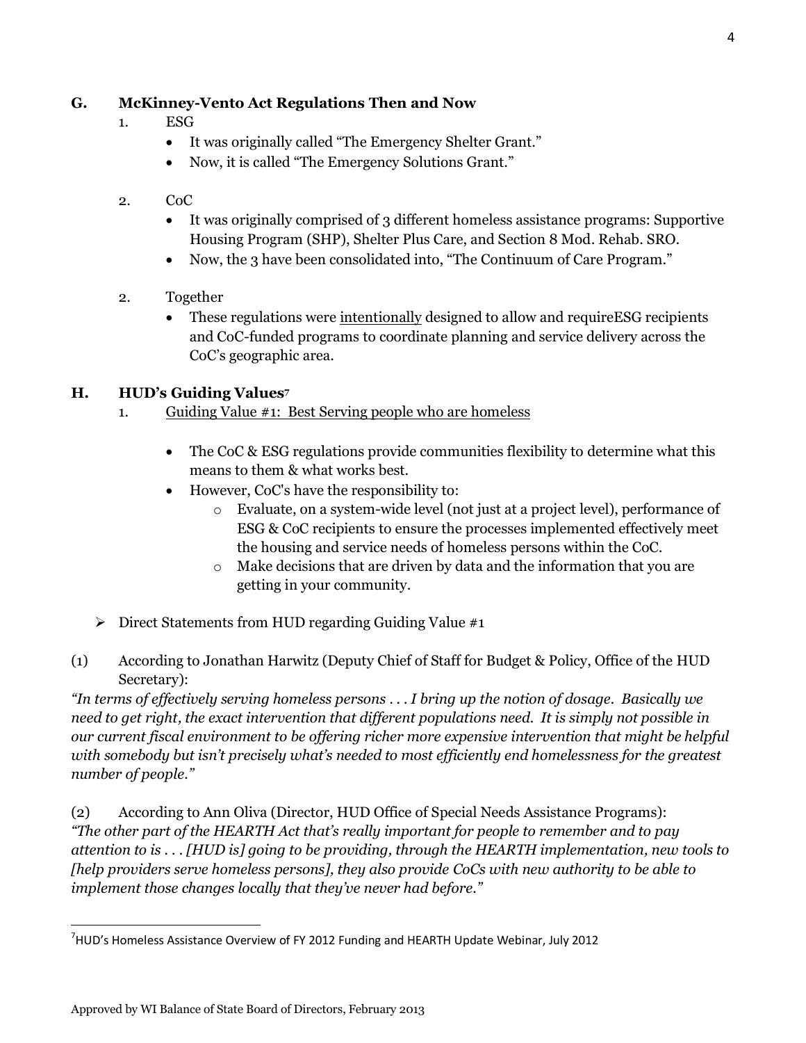### G. McKinney-Vento Act Regulations Then and Now

1. ESG
   - It was originally called "The Emergency Shelter Grant."
   - Now, it is called "The Emergency Solutions Grant."

2. CoC
   - It was originally comprised of 3 different homeless assistance programs: Supportive Housing Program (SHP), Shelter Plus Care, and Section 8 Mod. Rehab. SRO.
   - Now, the 3 have been consolidated into, "The Continuum of Care Program."

2. Together
   - These regulations were <u>intentionally</u> designed to allow and requireESG recipients and CoC-funded programs to coordinate planning and service delivery across the CoC's geographic area.

### H. HUD's Guiding Values[7]

1. <u>Guiding Value #1: Best Serving people who are homeless</u>

   - The CoC & ESG regulations provide communities flexibility to determine what this means to them & what works best.
   - However, CoC's have the responsibility to:
     - Evaluate, on a system-wide level (not just at a project level), performance of ESG & CoC recipients to ensure the processes implemented effectively meet the housing and service needs of homeless persons within the CoC.
     - Make decisions that are driven by data and the information that you are getting in your community.

➢ Direct Statements from HUD regarding Guiding Value #1

(1) According to Jonathan Harwitz (Deputy Chief of Staff for Budget & Policy, Office of the HUD Secretary):
*"In terms of effectively serving homeless persons . . . I bring up the notion of dosage. Basically we need to get right, the exact intervention that different populations need. It is simply not possible in our current fiscal environment to be offering richer more expensive intervention that might be helpful with somebody but isn't precisely what's needed to most efficiently end homelessness for the greatest number of people."*

(2) According to Ann Oliva (Director, HUD Office of Special Needs Assistance Programs):
*"The other part of the HEARTH Act that's really important for people to remember and to pay attention to is . . . [HUD is] going to be providing, through the HEARTH implementation, new tools to [help providers serve homeless persons], they also provide CoCs with new authority to be able to implement those changes locally that they've never had before."*

---

[7] HUD's Homeless Assistance Overview of FY 2012 Funding and HEARTH Update Webinar, July 2012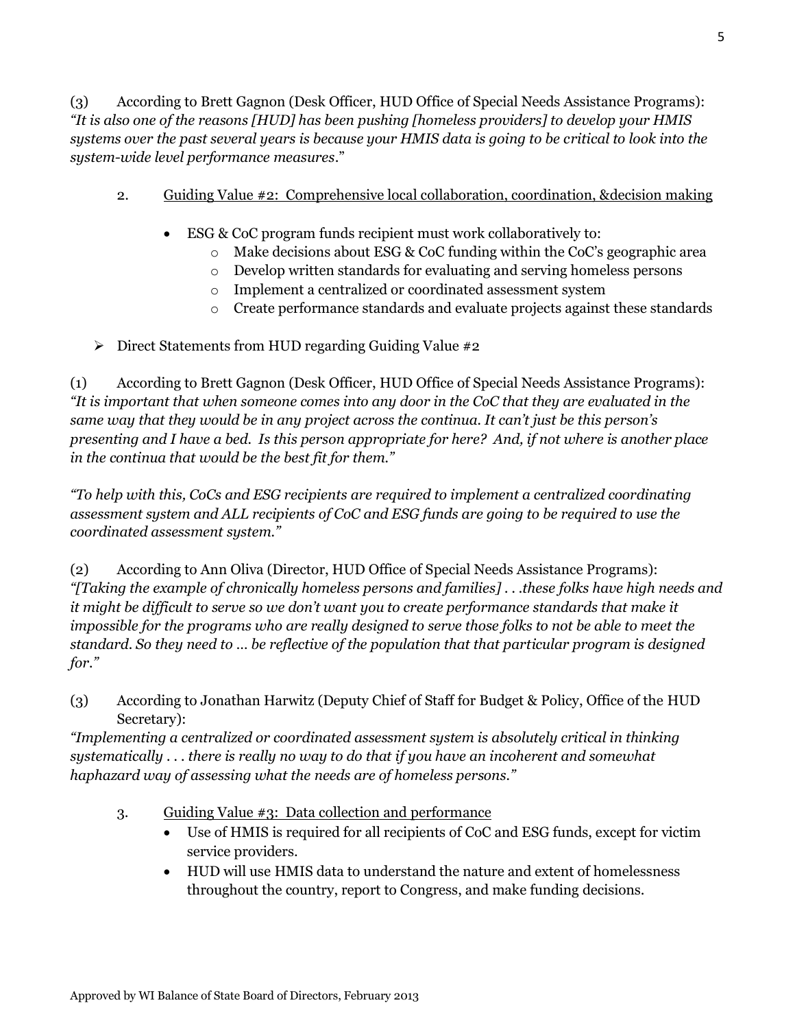(3) According to Brett Gagnon (Desk Officer, HUD Office of Special Needs Assistance Programs): *"It is also one of the reasons [HUD] has been pushing [homeless providers] to develop your HMIS systems over the past several years is because your HMIS data is going to be critical to look into the system-wide level performance measures*."

2. <u>Guiding Value #2: Comprehensive local collaboration, coordination, &decision making</u>

- ESG & CoC program funds recipient must work collaboratively to:
  - Make decisions about ESG & CoC funding within the CoC's geographic area
  - Develop written standards for evaluating and serving homeless persons
  - Implement a centralized or coordinated assessment system
  - Create performance standards and evaluate projects against these standards

➢ Direct Statements from HUD regarding Guiding Value #2

(1) According to Brett Gagnon (Desk Officer, HUD Office of Special Needs Assistance Programs): *"It is important that when someone comes into any door in the CoC that they are evaluated in the same way that they would be in any project across the continua. It can't just be this person's presenting and I have a bed. Is this person appropriate for here? And, if not where is another place in the continua that would be the best fit for them."*

*"To help with this, CoCs and ESG recipients are required to implement a centralized coordinating assessment system and ALL recipients of CoC and ESG funds are going to be required to use the coordinated assessment system."*

(2) According to Ann Oliva (Director, HUD Office of Special Needs Assistance Programs): *"[Taking the example of chronically homeless persons and families] . . .these folks have high needs and it might be difficult to serve so we don't want you to create performance standards that make it impossible for the programs who are really designed to serve those folks to not be able to meet the standard. So they need to … be reflective of the population that that particular program is designed for."*

(3) According to Jonathan Harwitz (Deputy Chief of Staff for Budget & Policy, Office of the HUD Secretary):
*"Implementing a centralized or coordinated assessment system is absolutely critical in thinking systematically . . . there is really no way to do that if you have an incoherent and somewhat haphazard way of assessing what the needs are of homeless persons."*

3. <u>Guiding Value #3: Data collection and performance</u>
   - Use of HMIS is required for all recipients of CoC and ESG funds, except for victim service providers.
   - HUD will use HMIS data to understand the nature and extent of homelessness throughout the country, report to Congress, and make funding decisions.

Approved by WI Balance of State Board of Directors, February 2013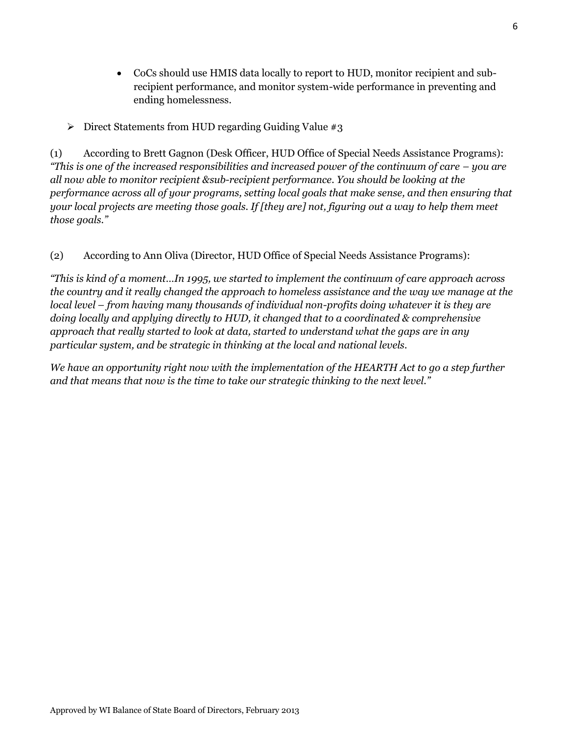- CoCs should use HMIS data locally to report to HUD, monitor recipient and sub-recipient performance, and monitor system-wide performance in preventing and ending homelessness.

➢ Direct Statements from HUD regarding Guiding Value #3

(1) According to Brett Gagnon (Desk Officer, HUD Office of Special Needs Assistance Programs): *"This is one of the increased responsibilities and increased power of the continuum of care – you are all now able to monitor recipient &sub-recipient performance. You should be looking at the performance across all of your programs, setting local goals that make sense, and then ensuring that your local projects are meeting those goals. If [they are] not, figuring out a way to help them meet those goals."*

(2) According to Ann Oliva (Director, HUD Office of Special Needs Assistance Programs):

*"This is kind of a moment…In 1995, we started to implement the continuum of care approach across the country and it really changed the approach to homeless assistance and the way we manage at the local level – from having many thousands of individual non-profits doing whatever it is they are doing locally and applying directly to HUD, it changed that to a coordinated & comprehensive approach that really started to look at data, started to understand what the gaps are in any particular system, and be strategic in thinking at the local and national levels.*

*We have an opportunity right now with the implementation of the HEARTH Act to go a step further and that means that now is the time to take our strategic thinking to the next level."*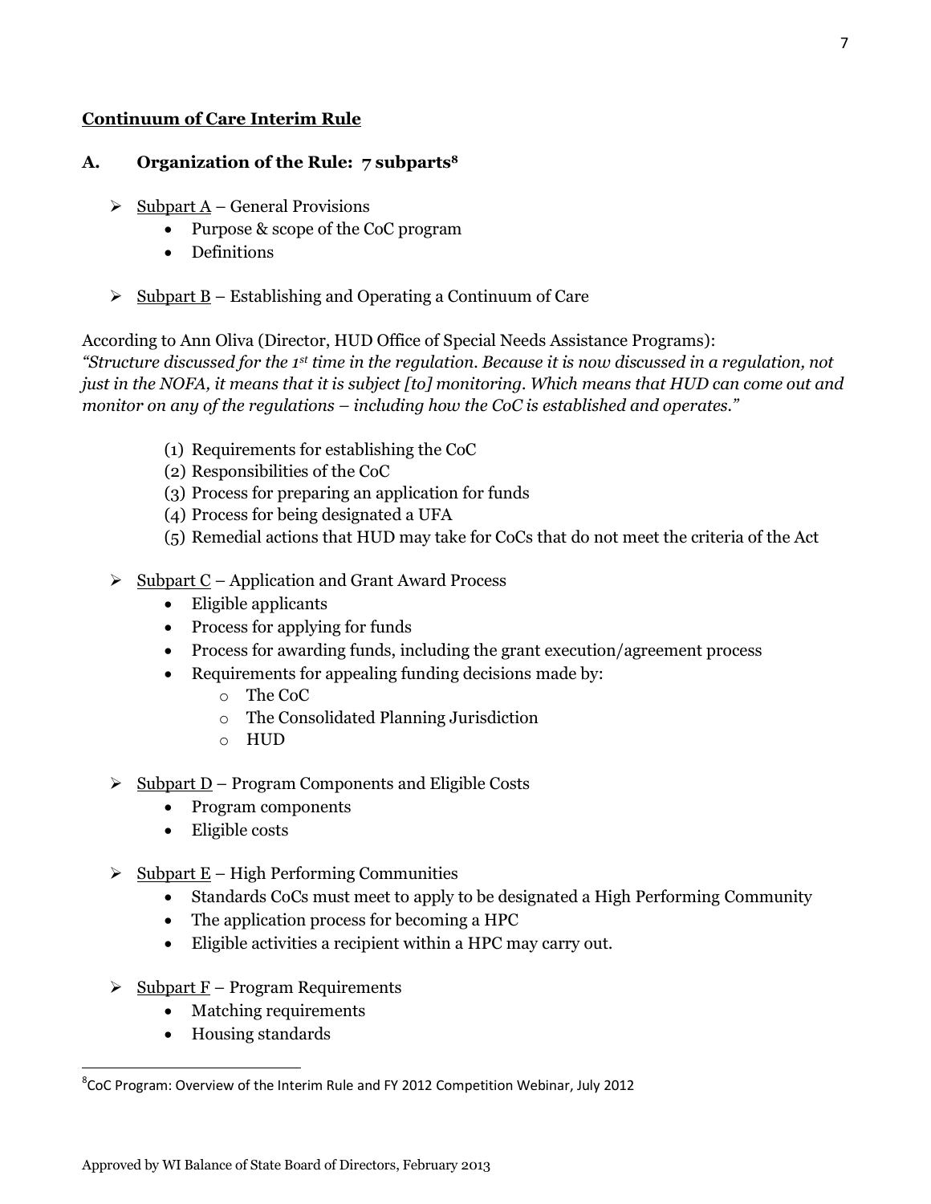## Continuum of Care Interim Rule

### A. Organization of the Rule: 7 subparts[8]

- Subpart A – General Provisions
  - Purpose & scope of the CoC program
  - Definitions

- Subpart B – Establishing and Operating a Continuum of Care

According to Ann Oliva (Director, HUD Office of Special Needs Assistance Programs):
*"Structure discussed for the 1st time in the regulation. Because it is now discussed in a regulation, not just in the NOFA, it means that it is subject [to] monitoring. Which means that HUD can come out and monitor on any of the regulations – including how the CoC is established and operates."*

(1) Requirements for establishing the CoC
(2) Responsibilities of the CoC
(3) Process for preparing an application for funds
(4) Process for being designated a UFA
(5) Remedial actions that HUD may take for CoCs that do not meet the criteria of the Act

- Subpart C – Application and Grant Award Process
  - Eligible applicants
  - Process for applying for funds
  - Process for awarding funds, including the grant execution/agreement process
  - Requirements for appealing funding decisions made by:
    - The CoC
    - The Consolidated Planning Jurisdiction
    - HUD

- Subpart D – Program Components and Eligible Costs
  - Program components
  - Eligible costs

- Subpart E – High Performing Communities
  - Standards CoCs must meet to apply to be designated a High Performing Community
  - The application process for becoming a HPC
  - Eligible activities a recipient within a HPC may carry out.

- Subpart F – Program Requirements
  - Matching requirements
  - Housing standards

[8] CoC Program: Overview of the Interim Rule and FY 2012 Competition Webinar, July 2012

Approved by WI Balance of State Board of Directors, February 2013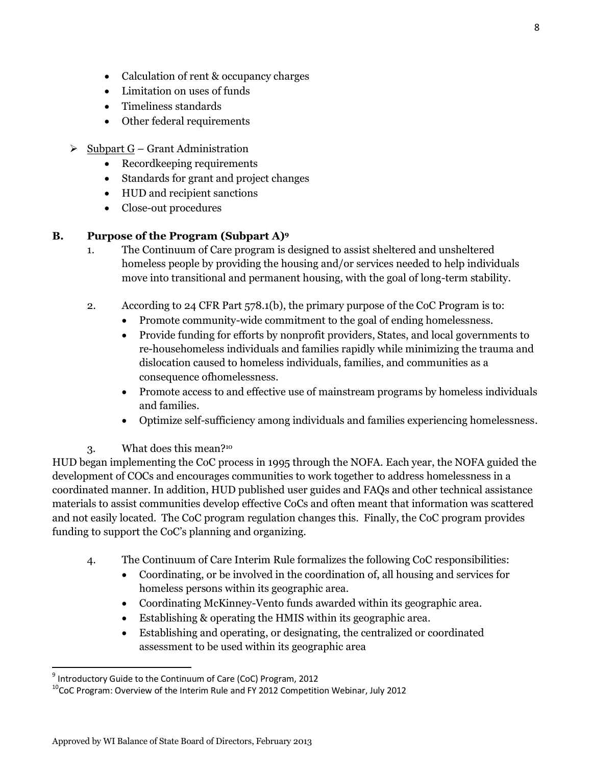- Calculation of rent & occupancy charges
- Limitation on uses of funds
- Timeliness standards
- Other federal requirements

➢ Subpart G – Grant Administration
  - Recordkeeping requirements
  - Standards for grant and project changes
  - HUD and recipient sanctions
  - Close-out procedures

### B. Purpose of the Program (Subpart A)[9]

1. The Continuum of Care program is designed to assist sheltered and unsheltered homeless people by providing the housing and/or services needed to help individuals move into transitional and permanent housing, with the goal of long-term stability.

2. According to 24 CFR Part 578.1(b), the primary purpose of the CoC Program is to:
   - Promote community-wide commitment to the goal of ending homelessness.
   - Provide funding for efforts by nonprofit providers, States, and local governments to re-househomeless individuals and families rapidly while minimizing the trauma and dislocation caused to homeless individuals, families, and communities as a consequence ofhomelessness.
   - Promote access to and effective use of mainstream programs by homeless individuals and families.
   - Optimize self-sufficiency among individuals and families experiencing homelessness.

3. What does this mean?[10]

HUD began implementing the CoC process in 1995 through the NOFA. Each year, the NOFA guided the development of COCs and encourages communities to work together to address homelessness in a coordinated manner. In addition, HUD published user guides and FAQs and other technical assistance materials to assist communities develop effective CoCs and often meant that information was scattered and not easily located. The CoC program regulation changes this. Finally, the CoC program provides funding to support the CoC's planning and organizing.

4. The Continuum of Care Interim Rule formalizes the following CoC responsibilities:
   - Coordinating, or be involved in the coordination of, all housing and services for homeless persons within its geographic area.
   - Coordinating McKinney-Vento funds awarded within its geographic area.
   - Establishing & operating the HMIS within its geographic area.
   - Establishing and operating, or designating, the centralized or coordinated assessment to be used within its geographic area

---

[9] Introductory Guide to the Continuum of Care (CoC) Program, 2012

[10] CoC Program: Overview of the Interim Rule and FY 2012 Competition Webinar, July 2012

Approved by WI Balance of State Board of Directors, February 2013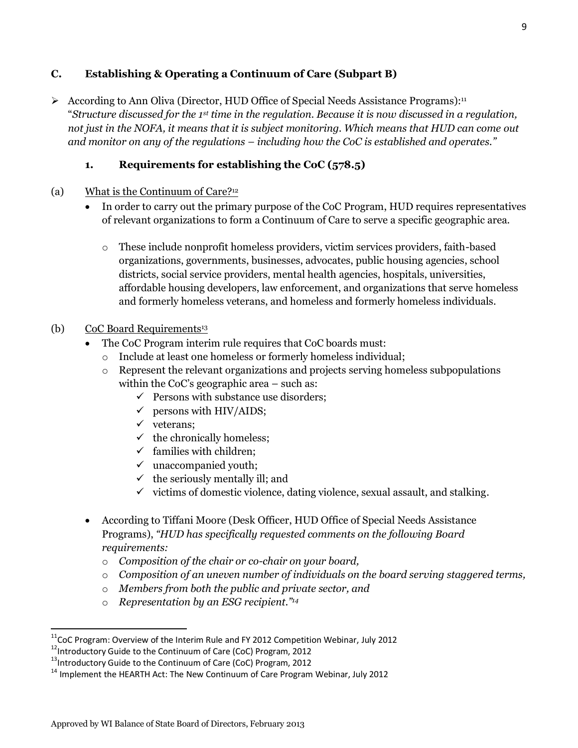### C. Establishing & Operating a Continuum of Care (Subpart B)

- According to Ann Oliva (Director, HUD Office of Special Needs Assistance Programs):[11] "*Structure discussed for the 1st time in the regulation. Because it is now discussed in a regulation, not just in the NOFA, it means that it is subject monitoring. Which means that HUD can come out and monitor on any of the regulations – including how the CoC is established and operates."*

#### 1. Requirements for establishing the CoC (578.5)

(a) What is the Continuum of Care?[12]

- In order to carry out the primary purpose of the CoC Program, HUD requires representatives of relevant organizations to form a Continuum of Care to serve a specific geographic area.
    - These include nonprofit homeless providers, victim services providers, faith-based organizations, governments, businesses, advocates, public housing agencies, school districts, social service providers, mental health agencies, hospitals, universities, affordable housing developers, law enforcement, and organizations that serve homeless and formerly homeless veterans, and homeless and formerly homeless individuals.

(b) CoC Board Requirements[13]

- The CoC Program interim rule requires that CoC boards must:
    - Include at least one homeless or formerly homeless individual;
    - Represent the relevant organizations and projects serving homeless subpopulations within the CoC's geographic area – such as:
        - ✓ Persons with substance use disorders;
        - ✓ persons with HIV/AIDS;
        - ✓ veterans;
        - ✓ the chronically homeless;
        - ✓ families with children;
        - ✓ unaccompanied youth;
        - ✓ the seriously mentally ill; and
        - ✓ victims of domestic violence, dating violence, sexual assault, and stalking.
- According to Tiffani Moore (Desk Officer, HUD Office of Special Needs Assistance Programs), *"HUD has specifically requested comments on the following Board requirements:*
    - *Composition of the chair or co-chair on your board,*
    - *Composition of an uneven number of individuals on the board serving staggered terms,*
    - *Members from both the public and private sector, and*
    - *Representation by an ESG recipient."*[14]

---

[11] CoC Program: Overview of the Interim Rule and FY 2012 Competition Webinar, July 2012

[12] Introductory Guide to the Continuum of Care (CoC) Program, 2012

[13] Introductory Guide to the Continuum of Care (CoC) Program, 2012

[14] Implement the HEARTH Act: The New Continuum of Care Program Webinar, July 2012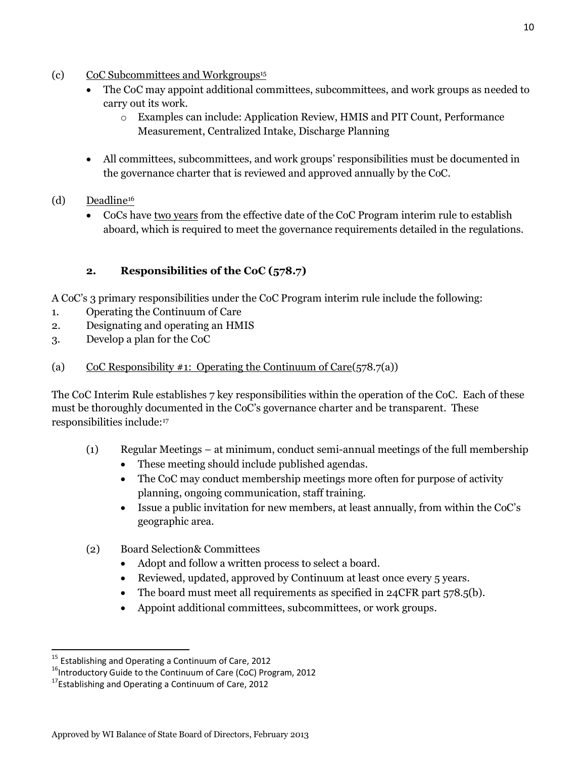(c) <u>CoC Subcommittees and Workgroups</u>[15]

- The CoC may appoint additional committees, subcommittees, and work groups as needed to carry out its work.
  - Examples can include: Application Review, HMIS and PIT Count, Performance Measurement, Centralized Intake, Discharge Planning
- All committees, subcommittees, and work groups' responsibilities must be documented in the governance charter that is reviewed and approved annually by the CoC.

(d) <u>Deadline</u>[16]

- CoCs have <u>two years</u> from the effective date of the CoC Program interim rule to establish aboard, which is required to meet the governance requirements detailed in the regulations.

### 2. Responsibilities of the CoC (578.7)

A CoC's 3 primary responsibilities under the CoC Program interim rule include the following:

1. Operating the Continuum of Care
2. Designating and operating an HMIS
3. Develop a plan for the CoC

(a) <u>CoC Responsibility #1: Operating the Continuum of Care</u>(578.7(a))

The CoC Interim Rule establishes 7 key responsibilities within the operation of the CoC. Each of these must be thoroughly documented in the CoC's governance charter and be transparent. These responsibilities include:[17]

(1) Regular Meetings – at minimum, conduct semi-annual meetings of the full membership
- These meeting should include published agendas.
- The CoC may conduct membership meetings more often for purpose of activity planning, ongoing communication, staff training.
- Issue a public invitation for new members, at least annually, from within the CoC's geographic area.

(2) Board Selection& Committees
- Adopt and follow a written process to select a board.
- Reviewed, updated, approved by Continuum at least once every 5 years.
- The board must meet all requirements as specified in 24CFR part 578.5(b).
- Appoint additional committees, subcommittees, or work groups.

---

[15] Establishing and Operating a Continuum of Care, 2012

[16] Introductory Guide to the Continuum of Care (CoC) Program, 2012

[17] Establishing and Operating a Continuum of Care, 2012

Approved by WI Balance of State Board of Directors, February 2013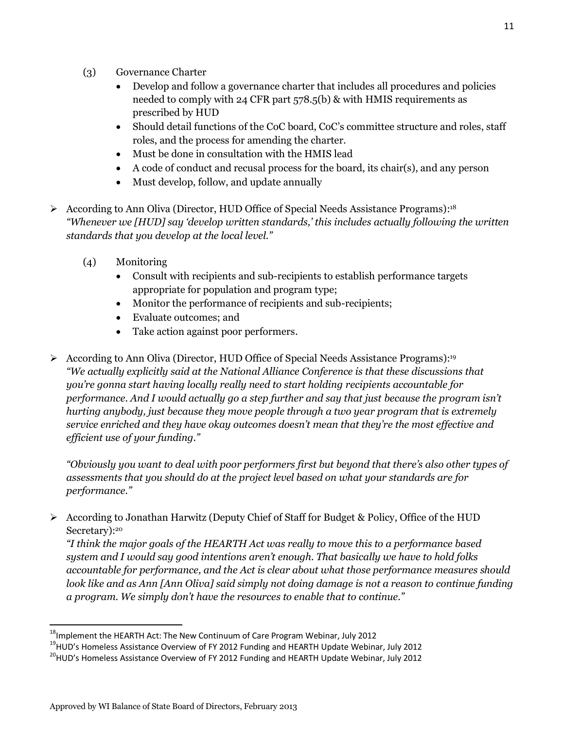(3) Governance Charter

- Develop and follow a governance charter that includes all procedures and policies needed to comply with 24 CFR part 578.5(b) & with HMIS requirements as prescribed by HUD
- Should detail functions of the CoC board, CoC's committee structure and roles, staff roles, and the process for amending the charter.
- Must be done in consultation with the HMIS lead
- A code of conduct and recusal process for the board, its chair(s), and any person
- Must develop, follow, and update annually

➢ According to Ann Oliva (Director, HUD Office of Special Needs Assistance Programs):[18] *"Whenever we [HUD] say 'develop written standards,' this includes actually following the written standards that you develop at the local level."*

(4) Monitoring

- Consult with recipients and sub-recipients to establish performance targets appropriate for population and program type;
- Monitor the performance of recipients and sub-recipients;
- Evaluate outcomes; and
- Take action against poor performers.

➢ According to Ann Oliva (Director, HUD Office of Special Needs Assistance Programs):[19] *"We actually explicitly said at the National Alliance Conference is that these discussions that you're gonna start having locally really need to start holding recipients accountable for performance. And I would actually go a step further and say that just because the program isn't hurting anybody, just because they move people through a two year program that is extremely service enriched and they have okay outcomes doesn't mean that they're the most effective and efficient use of your funding."*

*"Obviously you want to deal with poor performers first but beyond that there's also other types of assessments that you should do at the project level based on what your standards are for performance."*

➢ According to Jonathan Harwitz (Deputy Chief of Staff for Budget & Policy, Office of the HUD Secretary):[20] *"I think the major goals of the HEARTH Act was really to move this to a performance based system and I would say good intentions aren't enough. That basically we have to hold folks accountable for performance, and the Act is clear about what those performance measures should look like and as Ann [Ann Oliva] said simply not doing damage is not a reason to continue funding a program. We simply don't have the resources to enable that to continue."*

---

[18] Implement the HEARTH Act: The New Continuum of Care Program Webinar, July 2012

[19] HUD's Homeless Assistance Overview of FY 2012 Funding and HEARTH Update Webinar, July 2012

[20] HUD's Homeless Assistance Overview of FY 2012 Funding and HEARTH Update Webinar, July 2012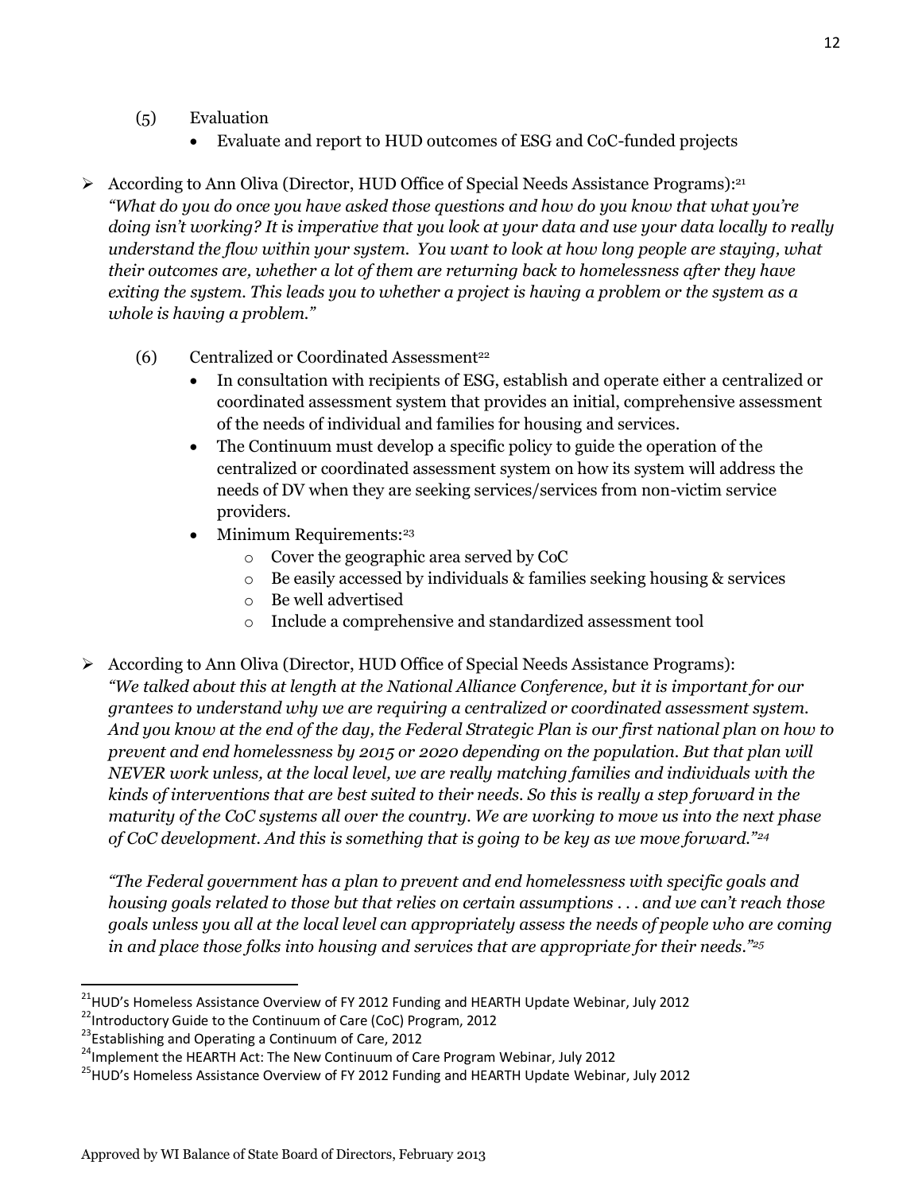(5) Evaluation

- Evaluate and report to HUD outcomes of ESG and CoC-funded projects

➢ According to Ann Oliva (Director, HUD Office of Special Needs Assistance Programs):[21] *"What do you do once you have asked those questions and how do you know that what you're doing isn't working? It is imperative that you look at your data and use your data locally to really understand the flow within your system. You want to look at how long people are staying, what their outcomes are, whether a lot of them are returning back to homelessness after they have exiting the system. This leads you to whether a project is having a problem or the system as a whole is having a problem."*

(6) Centralized or Coordinated Assessment[22]

- In consultation with recipients of ESG, establish and operate either a centralized or coordinated assessment system that provides an initial, comprehensive assessment of the needs of individual and families for housing and services.
- The Continuum must develop a specific policy to guide the operation of the centralized or coordinated assessment system on how its system will address the needs of DV when they are seeking services/services from non-victim service providers.
- Minimum Requirements:[23]
  - Cover the geographic area served by CoC
  - Be easily accessed by individuals & families seeking housing & services
  - Be well advertised
  - Include a comprehensive and standardized assessment tool

➢ According to Ann Oliva (Director, HUD Office of Special Needs Assistance Programs): *"We talked about this at length at the National Alliance Conference, but it is important for our grantees to understand why we are requiring a centralized or coordinated assessment system. And you know at the end of the day, the Federal Strategic Plan is our first national plan on how to prevent and end homelessness by 2015 or 2020 depending on the population. But that plan will NEVER work unless, at the local level, we are really matching families and individuals with the kinds of interventions that are best suited to their needs. So this is really a step forward in the maturity of the CoC systems all over the country. We are working to move us into the next phase of CoC development. And this is something that is going to be key as we move forward."*[24]

*"The Federal government has a plan to prevent and end homelessness with specific goals and housing goals related to those but that relies on certain assumptions . . . and we can't reach those goals unless you all at the local level can appropriately assess the needs of people who are coming in and place those folks into housing and services that are appropriate for their needs."*[25]

---

[21] HUD's Homeless Assistance Overview of FY 2012 Funding and HEARTH Update Webinar, July 2012
[22] Introductory Guide to the Continuum of Care (CoC) Program, 2012
[23] Establishing and Operating a Continuum of Care, 2012
[24] Implement the HEARTH Act: The New Continuum of Care Program Webinar, July 2012
[25] HUD's Homeless Assistance Overview of FY 2012 Funding and HEARTH Update Webinar, July 2012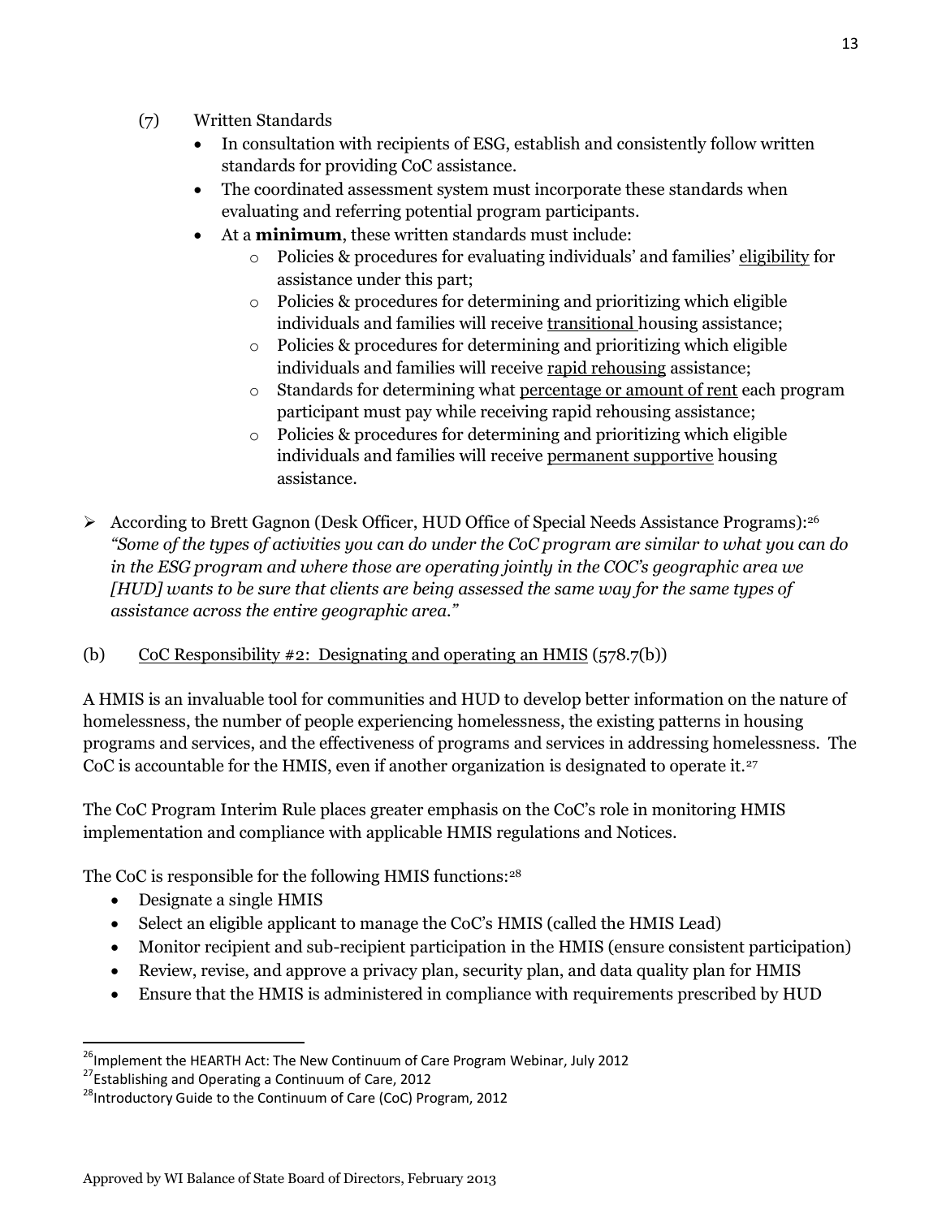(7) Written Standards

- In consultation with recipients of ESG, establish and consistently follow written standards for providing CoC assistance.
- The coordinated assessment system must incorporate these standards when evaluating and referring potential program participants.
- At a **minimum**, these written standards must include:
    - Policies & procedures for evaluating individuals' and families' eligibility for assistance under this part;
    - Policies & procedures for determining and prioritizing which eligible individuals and families will receive transitional housing assistance;
    - Policies & procedures for determining and prioritizing which eligible individuals and families will receive rapid rehousing assistance;
    - Standards for determining what percentage or amount of rent each program participant must pay while receiving rapid rehousing assistance;
    - Policies & procedures for determining and prioritizing which eligible individuals and families will receive permanent supportive housing assistance.

➢ According to Brett Gagnon (Desk Officer, HUD Office of Special Needs Assistance Programs):[26] *"Some of the types of activities you can do under the CoC program are similar to what you can do in the ESG program and where those are operating jointly in the COC's geographic area we [HUD] wants to be sure that clients are being assessed the same way for the same types of assistance across the entire geographic area."*

(b) CoC Responsibility #2: Designating and operating an HMIS (578.7(b))

A HMIS is an invaluable tool for communities and HUD to develop better information on the nature of homelessness, the number of people experiencing homelessness, the existing patterns in housing programs and services, and the effectiveness of programs and services in addressing homelessness. The CoC is accountable for the HMIS, even if another organization is designated to operate it.[27]

The CoC Program Interim Rule places greater emphasis on the CoC's role in monitoring HMIS implementation and compliance with applicable HMIS regulations and Notices.

The CoC is responsible for the following HMIS functions:[28]

- Designate a single HMIS
- Select an eligible applicant to manage the CoC's HMIS (called the HMIS Lead)
- Monitor recipient and sub-recipient participation in the HMIS (ensure consistent participation)
- Review, revise, and approve a privacy plan, security plan, and data quality plan for HMIS
- Ensure that the HMIS is administered in compliance with requirements prescribed by HUD

[26] Implement the HEARTH Act: The New Continuum of Care Program Webinar, July 2012

[27] Establishing and Operating a Continuum of Care, 2012

[28] Introductory Guide to the Continuum of Care (CoC) Program, 2012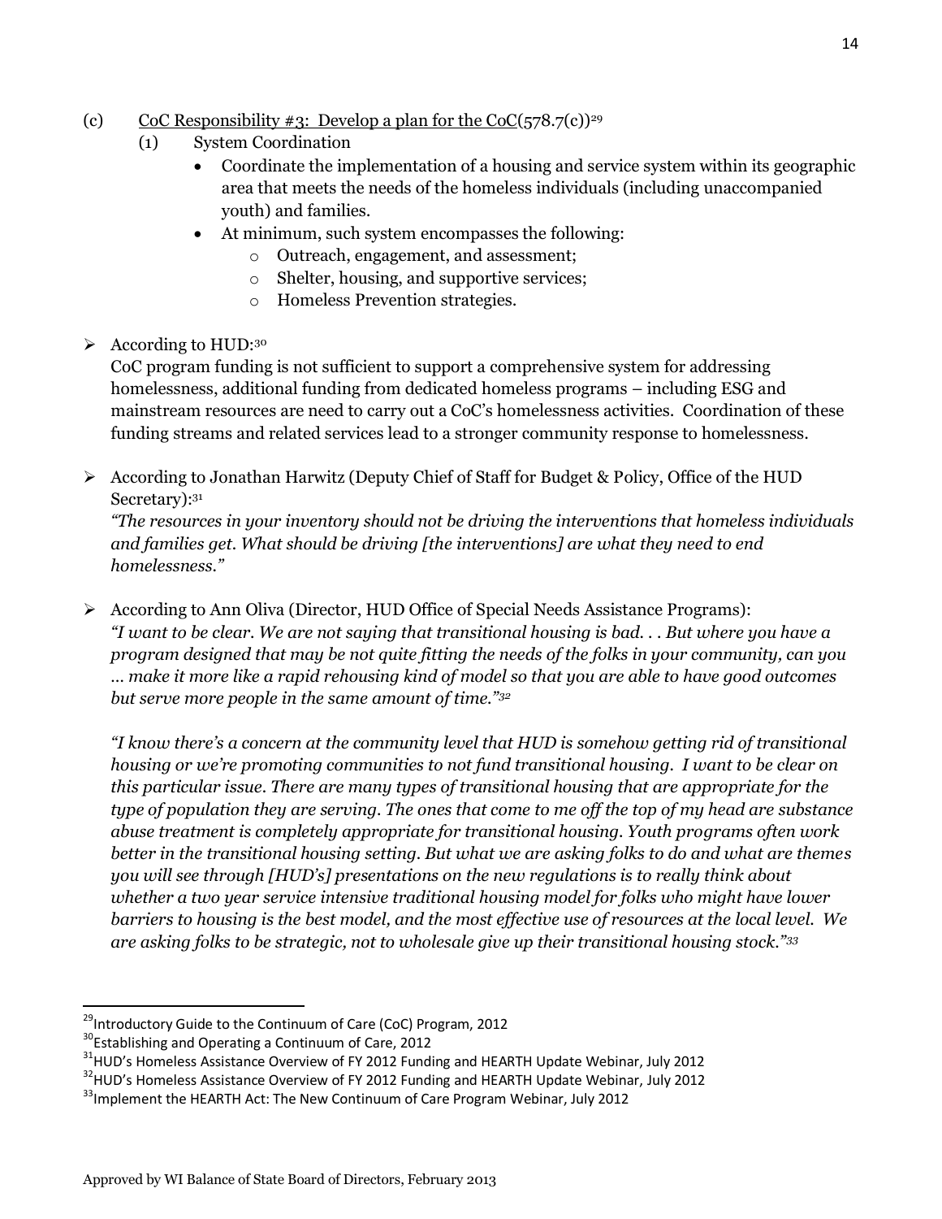(c) CoC Responsibility #3: Develop a plan for the CoC(578.7(c))[29]

(1) System Coordination

- Coordinate the implementation of a housing and service system within its geographic area that meets the needs of the homeless individuals (including unaccompanied youth) and families.
- At minimum, such system encompasses the following:
  - Outreach, engagement, and assessment;
  - Shelter, housing, and supportive services;
  - Homeless Prevention strategies.

➢ According to HUD:[30]
CoC program funding is not sufficient to support a comprehensive system for addressing homelessness, additional funding from dedicated homeless programs – including ESG and mainstream resources are need to carry out a CoC's homelessness activities. Coordination of these funding streams and related services lead to a stronger community response to homelessness.

➢ According to Jonathan Harwitz (Deputy Chief of Staff for Budget & Policy, Office of the HUD Secretary):[31]
*"The resources in your inventory should not be driving the interventions that homeless individuals and families get. What should be driving [the interventions] are what they need to end homelessness."*

➢ According to Ann Oliva (Director, HUD Office of Special Needs Assistance Programs):
*"I want to be clear. We are not saying that transitional housing is bad. . . But where you have a program designed that may be not quite fitting the needs of the folks in your community, can you … make it more like a rapid rehousing kind of model so that you are able to have good outcomes but serve more people in the same amount of time."[32]*

*"I know there's a concern at the community level that HUD is somehow getting rid of transitional housing or we're promoting communities to not fund transitional housing. I want to be clear on this particular issue. There are many types of transitional housing that are appropriate for the type of population they are serving. The ones that come to me off the top of my head are substance abuse treatment is completely appropriate for transitional housing. Youth programs often work better in the transitional housing setting. But what we are asking folks to do and what are themes you will see through [HUD's] presentations on the new regulations is to really think about whether a two year service intensive traditional housing model for folks who might have lower barriers to housing is the best model, and the most effective use of resources at the local level. We are asking folks to be strategic, not to wholesale give up their transitional housing stock."[33]*

---

[29] Introductory Guide to the Continuum of Care (CoC) Program, 2012

[30] Establishing and Operating a Continuum of Care, 2012

[31] HUD's Homeless Assistance Overview of FY 2012 Funding and HEARTH Update Webinar, July 2012

[32] HUD's Homeless Assistance Overview of FY 2012 Funding and HEARTH Update Webinar, July 2012

[33] Implement the HEARTH Act: The New Continuum of Care Program Webinar, July 2012

Approved by WI Balance of State Board of Directors, February 2013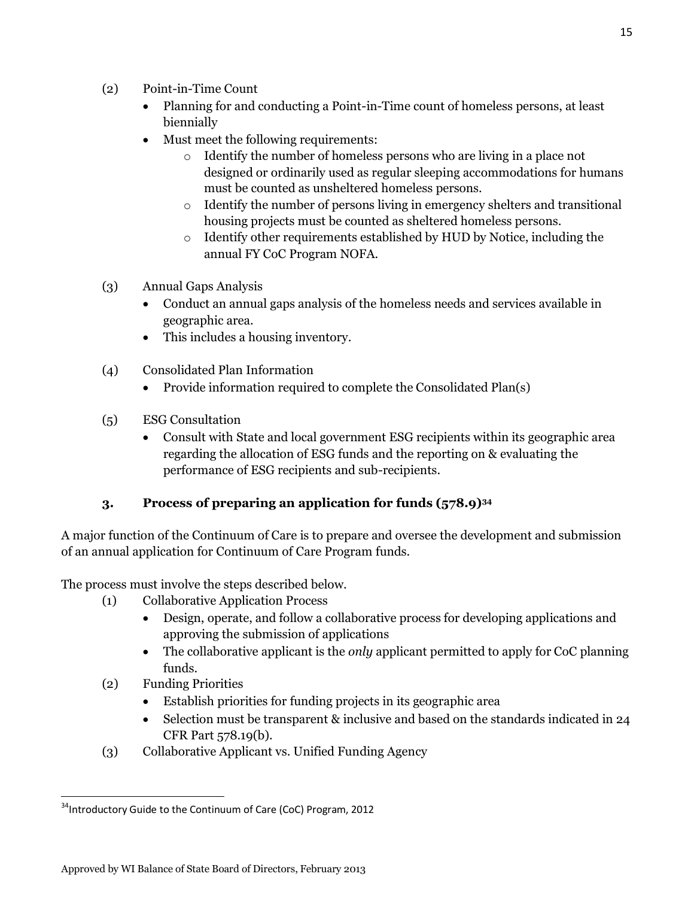(2) Point-in-Time Count
- Planning for and conducting a Point-in-Time count of homeless persons, at least biennially
- Must meet the following requirements:
  - Identify the number of homeless persons who are living in a place not designed or ordinarily used as regular sleeping accommodations for humans must be counted as unsheltered homeless persons.
  - Identify the number of persons living in emergency shelters and transitional housing projects must be counted as sheltered homeless persons.
  - Identify other requirements established by HUD by Notice, including the annual FY CoC Program NOFA.

(3) Annual Gaps Analysis
- Conduct an annual gaps analysis of the homeless needs and services available in geographic area.
- This includes a housing inventory.

(4) Consolidated Plan Information
- Provide information required to complete the Consolidated Plan(s)

(5) ESG Consultation
- Consult with State and local government ESG recipients within its geographic area regarding the allocation of ESG funds and the reporting on & evaluating the performance of ESG recipients and sub-recipients.

### 3. Process of preparing an application for funds (578.9)[34]

A major function of the Continuum of Care is to prepare and oversee the development and submission of an annual application for Continuum of Care Program funds.

The process must involve the steps described below.

(1) Collaborative Application Process
- Design, operate, and follow a collaborative process for developing applications and approving the submission of applications
- The collaborative applicant is the *only* applicant permitted to apply for CoC planning funds.

(2) Funding Priorities
- Establish priorities for funding projects in its geographic area
- Selection must be transparent & inclusive and based on the standards indicated in 24 CFR Part 578.19(b).

(3) Collaborative Applicant vs. Unified Funding Agency

[34] Introductory Guide to the Continuum of Care (CoC) Program, 2012

Approved by WI Balance of State Board of Directors, February 2013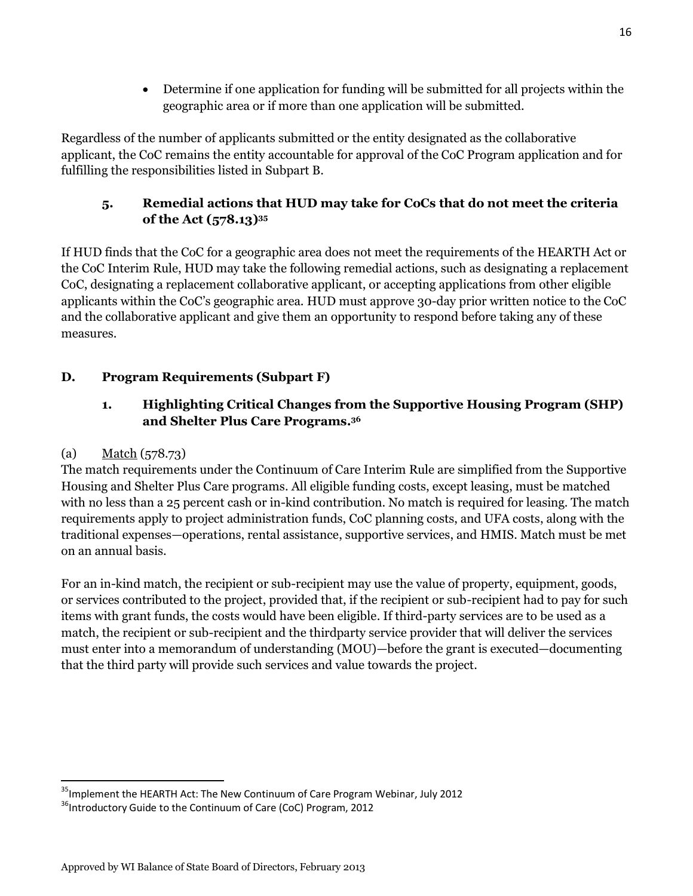- Determine if one application for funding will be submitted for all projects within the geographic area or if more than one application will be submitted.

Regardless of the number of applicants submitted or the entity designated as the collaborative applicant, the CoC remains the entity accountable for approval of the CoC Program application and for fulfilling the responsibilities listed in Subpart B.

### 5. Remedial actions that HUD may take for CoCs that do not meet the criteria of the Act (578.13)[35]

If HUD finds that the CoC for a geographic area does not meet the requirements of the HEARTH Act or the CoC Interim Rule, HUD may take the following remedial actions, such as designating a replacement CoC, designating a replacement collaborative applicant, or accepting applications from other eligible applicants within the CoC's geographic area. HUD must approve 30-day prior written notice to the CoC and the collaborative applicant and give them an opportunity to respond before taking any of these measures.

## D. Program Requirements (Subpart F)

### 1. Highlighting Critical Changes from the Supportive Housing Program (SHP) and Shelter Plus Care Programs.[36]

(a) Match (578.73)
The match requirements under the Continuum of Care Interim Rule are simplified from the Supportive Housing and Shelter Plus Care programs. All eligible funding costs, except leasing, must be matched with no less than a 25 percent cash or in-kind contribution. No match is required for leasing. The match requirements apply to project administration funds, CoC planning costs, and UFA costs, along with the traditional expenses—operations, rental assistance, supportive services, and HMIS. Match must be met on an annual basis.

For an in-kind match, the recipient or sub-recipient may use the value of property, equipment, goods, or services contributed to the project, provided that, if the recipient or sub-recipient had to pay for such items with grant funds, the costs would have been eligible. If third-party services are to be used as a match, the recipient or sub-recipient and the thirdparty service provider that will deliver the services must enter into a memorandum of understanding (MOU)—before the grant is executed—documenting that the third party will provide such services and value towards the project.

[35] Implement the HEARTH Act: The New Continuum of Care Program Webinar, July 2012

[36] Introductory Guide to the Continuum of Care (CoC) Program, 2012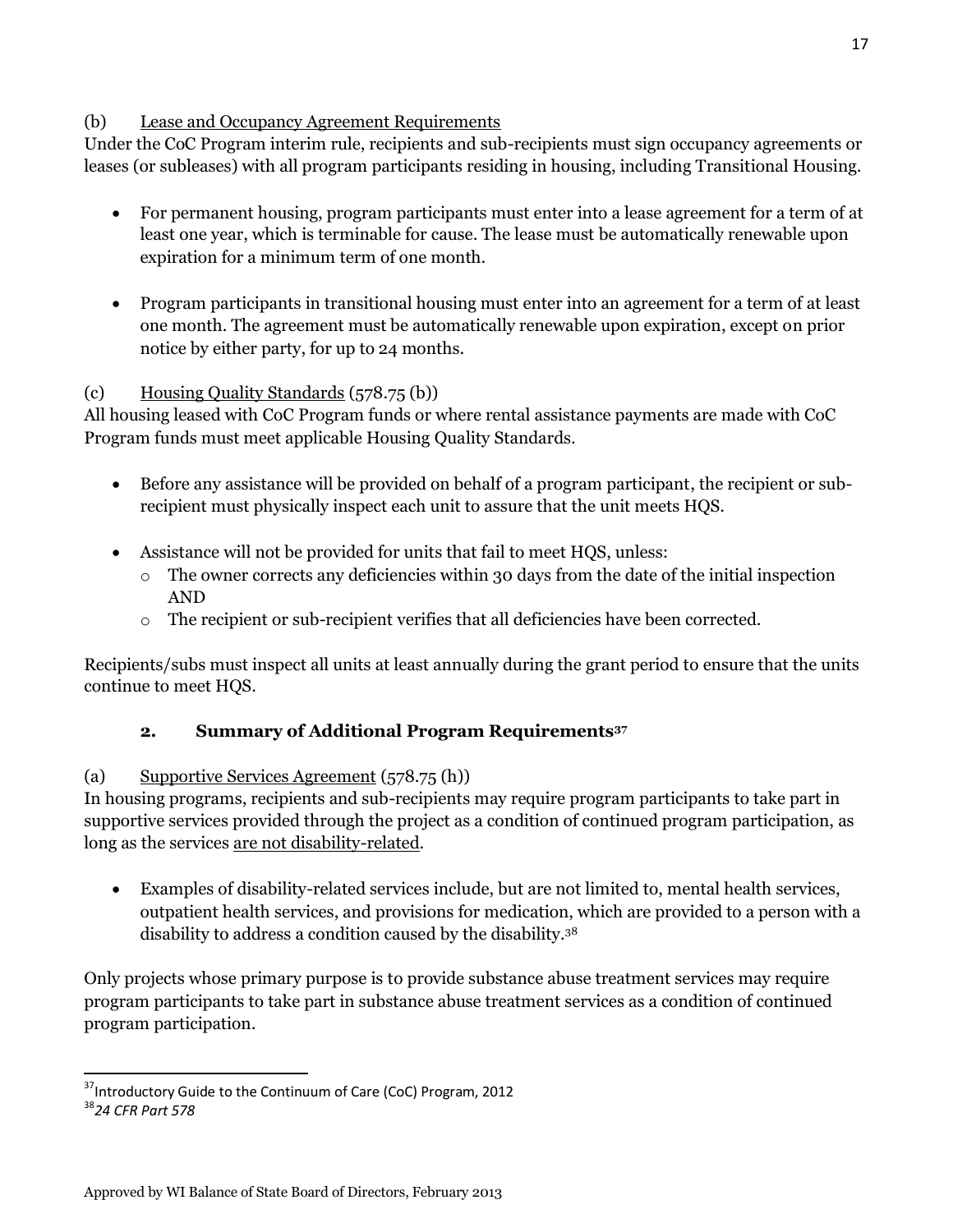(b) Lease and Occupancy Agreement Requirements

Under the CoC Program interim rule, recipients and sub-recipients must sign occupancy agreements or leases (or subleases) with all program participants residing in housing, including Transitional Housing.

- For permanent housing, program participants must enter into a lease agreement for a term of at least one year, which is terminable for cause. The lease must be automatically renewable upon expiration for a minimum term of one month.
- Program participants in transitional housing must enter into an agreement for a term of at least one month. The agreement must be automatically renewable upon expiration, except on prior notice by either party, for up to 24 months.

(c) Housing Quality Standards (578.75 (b))

All housing leased with CoC Program funds or where rental assistance payments are made with CoC Program funds must meet applicable Housing Quality Standards.

- Before any assistance will be provided on behalf of a program participant, the recipient or sub-recipient must physically inspect each unit to assure that the unit meets HQS.
- Assistance will not be provided for units that fail to meet HQS, unless:
  - The owner corrects any deficiencies within 30 days from the date of the initial inspection AND
  - The recipient or sub-recipient verifies that all deficiencies have been corrected.

Recipients/subs must inspect all units at least annually during the grant period to ensure that the units continue to meet HQS.

### 2. Summary of Additional Program Requirements[37]

(a) Supportive Services Agreement (578.75 (h))

In housing programs, recipients and sub-recipients may require program participants to take part in supportive services provided through the project as a condition of continued program participation, as long as the services are not disability-related.

- Examples of disability-related services include, but are not limited to, mental health services, outpatient health services, and provisions for medication, which are provided to a person with a disability to address a condition caused by the disability.[38]

Only projects whose primary purpose is to provide substance abuse treatment services may require program participants to take part in substance abuse treatment services as a condition of continued program participation.

[37] Introductory Guide to the Continuum of Care (CoC) Program, 2012

[38] *24 CFR Part 578*

Approved by WI Balance of State Board of Directors, February 2013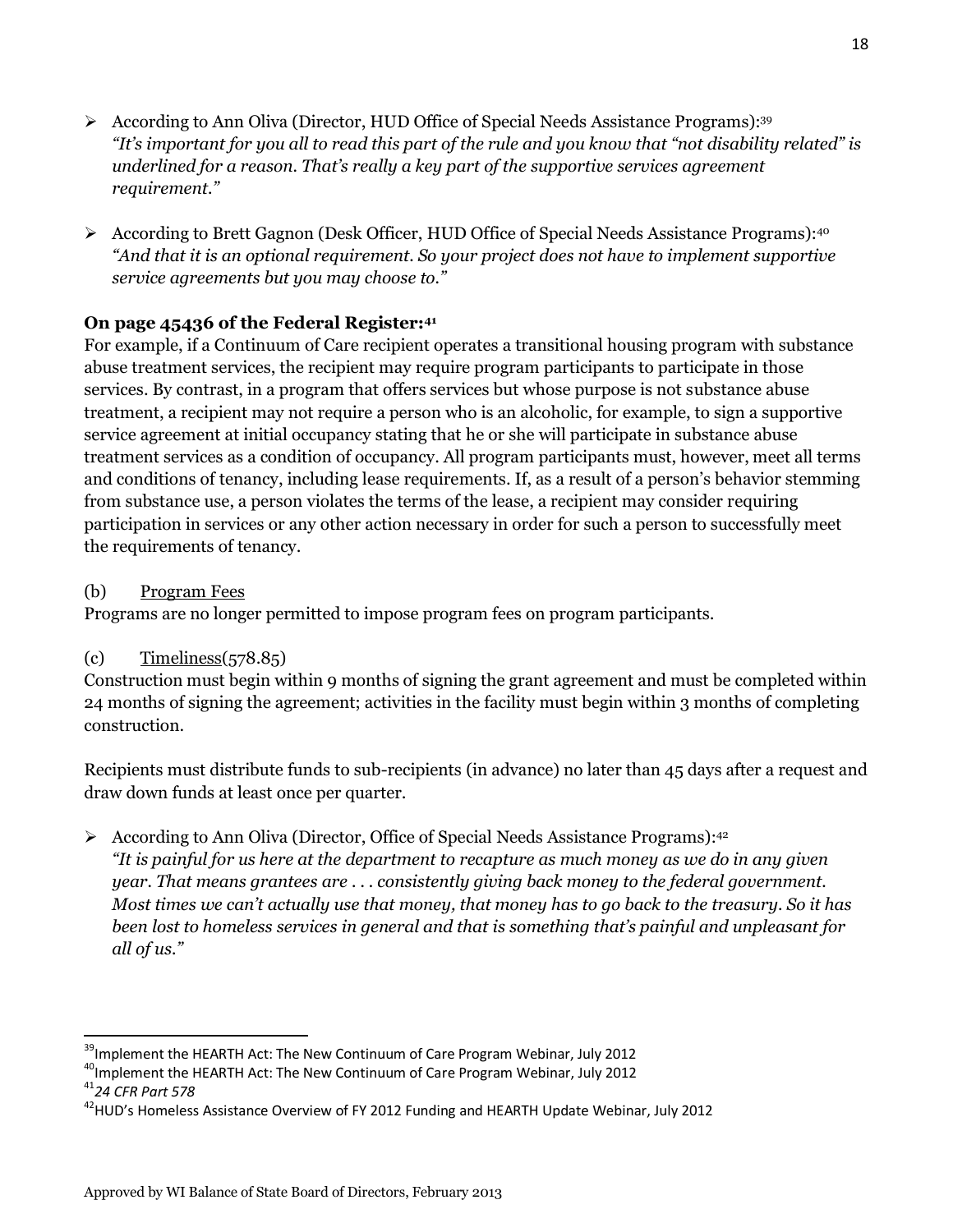- According to Ann Oliva (Director, HUD Office of Special Needs Assistance Programs):[39]
  *"It's important for you all to read this part of the rule and you know that "not disability related" is underlined for a reason. That's really a key part of the supportive services agreement requirement."*

- According to Brett Gagnon (Desk Officer, HUD Office of Special Needs Assistance Programs):[40]
  *"And that it is an optional requirement. So your project does not have to implement supportive service agreements but you may choose to."*

**On page 45436 of the Federal Register:[41]**

For example, if a Continuum of Care recipient operates a transitional housing program with substance abuse treatment services, the recipient may require program participants to participate in those services. By contrast, in a program that offers services but whose purpose is not substance abuse treatment, a recipient may not require a person who is an alcoholic, for example, to sign a supportive service agreement at initial occupancy stating that he or she will participate in substance abuse treatment services as a condition of occupancy. All program participants must, however, meet all terms and conditions of tenancy, including lease requirements. If, as a result of a person's behavior stemming from substance use, a person violates the terms of the lease, a recipient may consider requiring participation in services or any other action necessary in order for such a person to successfully meet the requirements of tenancy.

(b) Program Fees

Programs are no longer permitted to impose program fees on program participants.

(c) Timeliness(578.85)

Construction must begin within 9 months of signing the grant agreement and must be completed within 24 months of signing the agreement; activities in the facility must begin within 3 months of completing construction.

Recipients must distribute funds to sub-recipients (in advance) no later than 45 days after a request and draw down funds at least once per quarter.

- According to Ann Oliva (Director, Office of Special Needs Assistance Programs):[42]
  *"It is painful for us here at the department to recapture as much money as we do in any given year. That means grantees are . . . consistently giving back money to the federal government. Most times we can't actually use that money, that money has to go back to the treasury. So it has been lost to homeless services in general and that is something that's painful and unpleasant for all of us."*

---

[39] Implement the HEARTH Act: The New Continuum of Care Program Webinar, July 2012

[40] Implement the HEARTH Act: The New Continuum of Care Program Webinar, July 2012

[41] *24 CFR Part 578*

[42] HUD's Homeless Assistance Overview of FY 2012 Funding and HEARTH Update Webinar, July 2012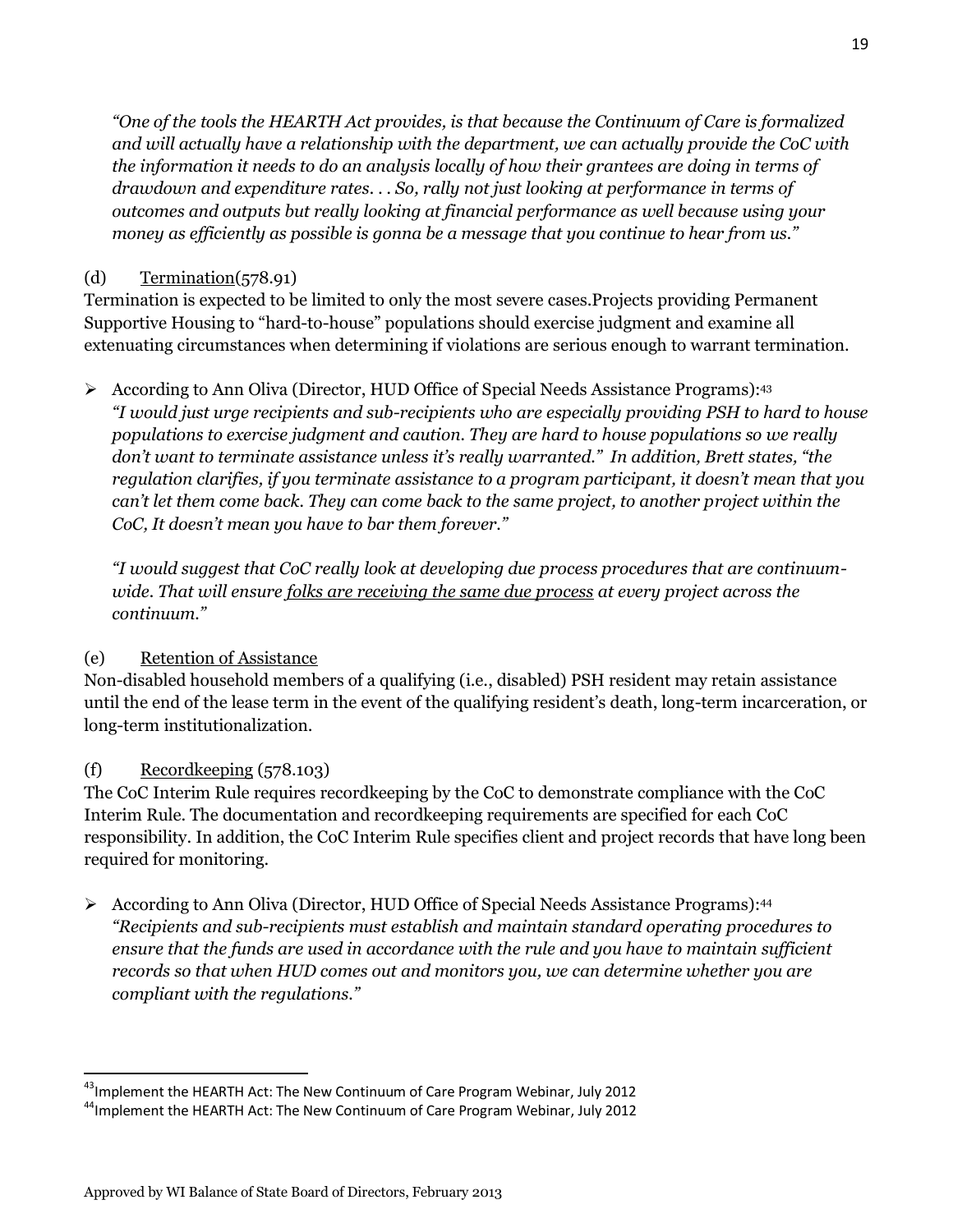*"One of the tools the HEARTH Act provides, is that because the Continuum of Care is formalized and will actually have a relationship with the department, we can actually provide the CoC with the information it needs to do an analysis locally of how their grantees are doing in terms of drawdown and expenditure rates. . . So, rally not just looking at performance in terms of outcomes and outputs but really looking at financial performance as well because using your money as efficiently as possible is gonna be a message that you continue to hear from us."*

(d) Termination(578.91)

Termination is expected to be limited to only the most severe cases.Projects providing Permanent Supportive Housing to "hard-to-house" populations should exercise judgment and examine all extenuating circumstances when determining if violations are serious enough to warrant termination.

- According to Ann Oliva (Director, HUD Office of Special Needs Assistance Programs):[43] *"I would just urge recipients and sub-recipients who are especially providing PSH to hard to house populations to exercise judgment and caution. They are hard to house populations so we really don't want to terminate assistance unless it's really warranted." In addition, Brett states, "the regulation clarifies, if you terminate assistance to a program participant, it doesn't mean that you can't let them come back. They can come back to the same project, to another project within the CoC, It doesn't mean you have to bar them forever."*

  *"I would suggest that CoC really look at developing due process procedures that are continuum-wide. That will ensure folks are receiving the same due process at every project across the continuum."*

(e) Retention of Assistance

Non-disabled household members of a qualifying (i.e., disabled) PSH resident may retain assistance until the end of the lease term in the event of the qualifying resident's death, long-term incarceration, or long-term institutionalization.

(f) Recordkeeping (578.103)

The CoC Interim Rule requires recordkeeping by the CoC to demonstrate compliance with the CoC Interim Rule. The documentation and recordkeeping requirements are specified for each CoC responsibility. In addition, the CoC Interim Rule specifies client and project records that have long been required for monitoring.

- According to Ann Oliva (Director, HUD Office of Special Needs Assistance Programs):[44] *"Recipients and sub-recipients must establish and maintain standard operating procedures to ensure that the funds are used in accordance with the rule and you have to maintain sufficient records so that when HUD comes out and monitors you, we can determine whether you are compliant with the regulations."*

---

[43] Implement the HEARTH Act: The New Continuum of Care Program Webinar, July 2012

[44] Implement the HEARTH Act: The New Continuum of Care Program Webinar, July 2012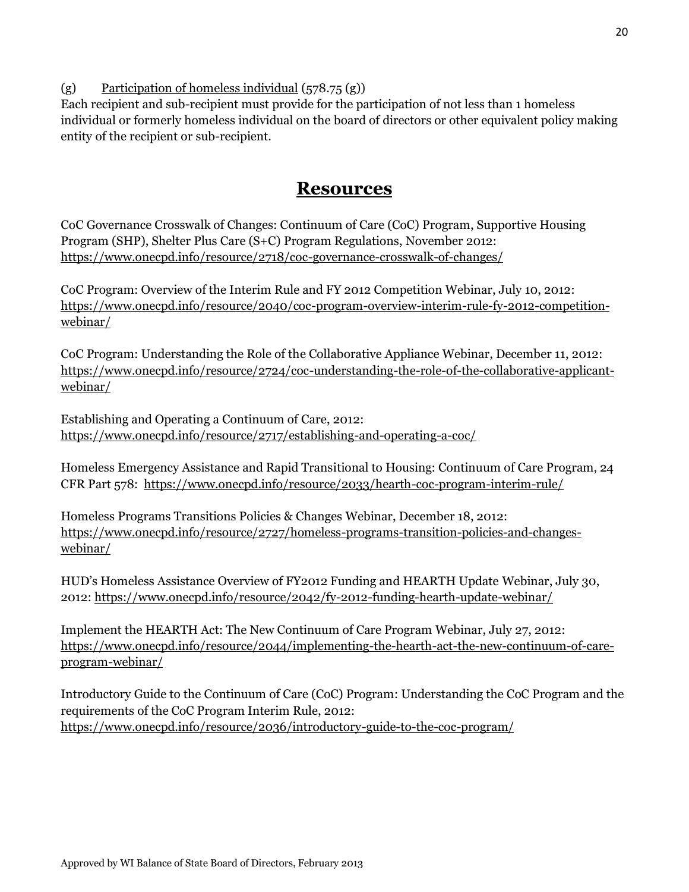(g) Participation of homeless individual (578.75 (g))
Each recipient and sub-recipient must provide for the participation of not less than 1 homeless individual or formerly homeless individual on the board of directors or other equivalent policy making entity of the recipient or sub-recipient.

# Resources

CoC Governance Crosswalk of Changes: Continuum of Care (CoC) Program, Supportive Housing Program (SHP), Shelter Plus Care (S+C) Program Regulations, November 2012: https://www.onecpd.info/resource/2718/coc-governance-crosswalk-of-changes/

CoC Program: Overview of the Interim Rule and FY 2012 Competition Webinar, July 10, 2012: https://www.onecpd.info/resource/2040/coc-program-overview-interim-rule-fy-2012-competition-webinar/

CoC Program: Understanding the Role of the Collaborative Appliance Webinar, December 11, 2012: https://www.onecpd.info/resource/2724/coc-understanding-the-role-of-the-collaborative-applicant-webinar/

Establishing and Operating a Continuum of Care, 2012: https://www.onecpd.info/resource/2717/establishing-and-operating-a-coc/

Homeless Emergency Assistance and Rapid Transitional to Housing: Continuum of Care Program, 24 CFR Part 578: https://www.onecpd.info/resource/2033/hearth-coc-program-interim-rule/

Homeless Programs Transitions Policies & Changes Webinar, December 18, 2012: https://www.onecpd.info/resource/2727/homeless-programs-transition-policies-and-changes-webinar/

HUD's Homeless Assistance Overview of FY2012 Funding and HEARTH Update Webinar, July 30, 2012: https://www.onecpd.info/resource/2042/fy-2012-funding-hearth-update-webinar/

Implement the HEARTH Act: The New Continuum of Care Program Webinar, July 27, 2012: https://www.onecpd.info/resource/2044/implementing-the-hearth-act-the-new-continuum-of-care-program-webinar/

Introductory Guide to the Continuum of Care (CoC) Program: Understanding the CoC Program and the requirements of the CoC Program Interim Rule, 2012: https://www.onecpd.info/resource/2036/introductory-guide-to-the-coc-program/

Approved by WI Balance of State Board of Directors, February 2013